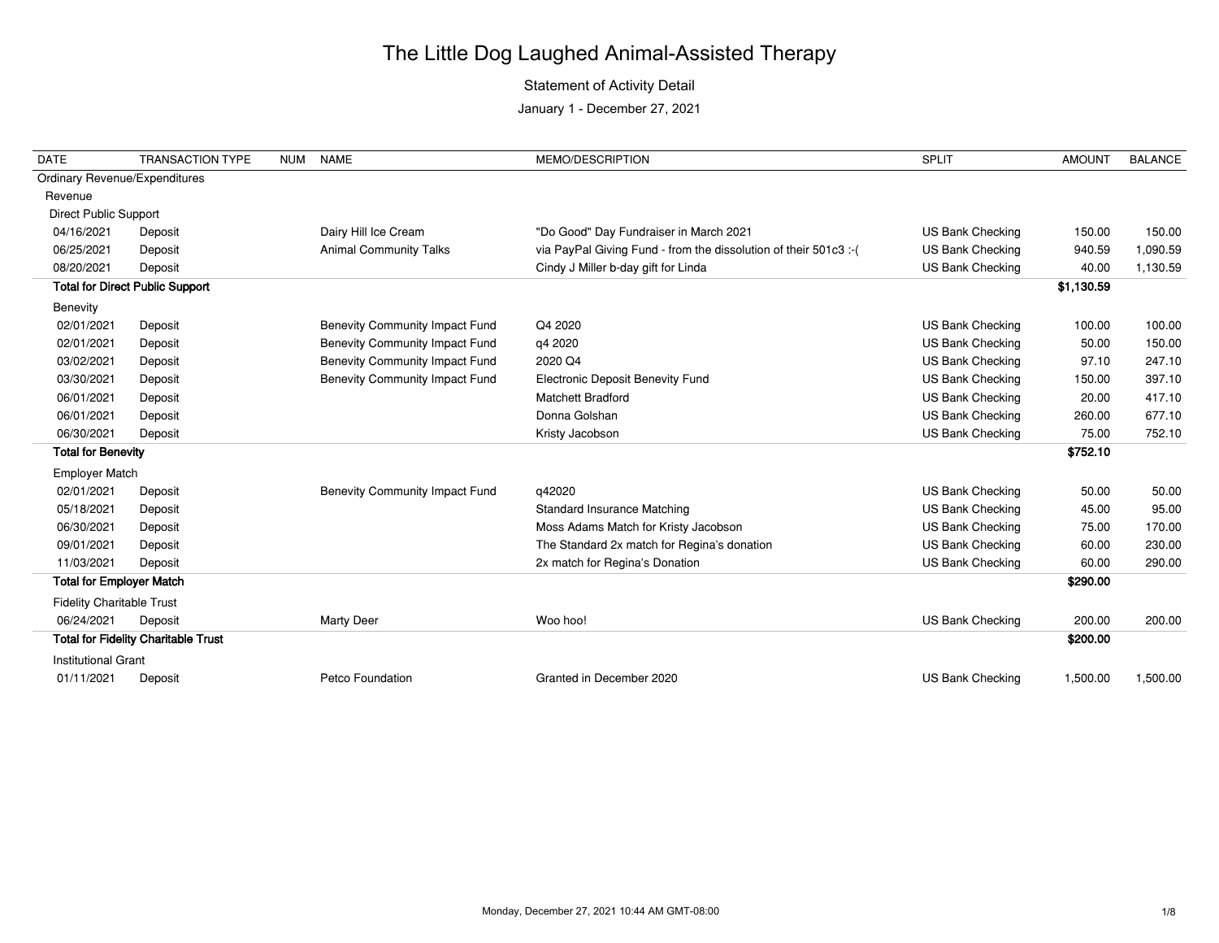# The Little Dog Laughed Animal-Assisted Therapy

Statement of Activity Detail

January 1 - December 27, 2021

| DATE | TRANSACTION TYPE | NUM | NAME | MEMO/DESCRIPTION | SPLIT | AMOUNT | BALANCE |
|---|---|---|---|---|---|---|---|
| Ordinary Revenue/Expenditures | | | | | | | |
| Revenue | | | | | | | |
| Direct Public Support | | | | | | | |
| 04/16/2021 | Deposit | | Dairy Hill Ice Cream | "Do Good" Day Fundraiser in March 2021 | US Bank Checking | 150.00 | 150.00 |
| 06/25/2021 | Deposit | | Animal Community Talks | via PayPal Giving Fund - from the dissolution of their 501c3 :-( | US Bank Checking | 940.59 | 1,090.59 |
| 08/20/2021 | Deposit | | | Cindy J Miller b-day gift for Linda | US Bank Checking | 40.00 | 1,130.59 |
| **Total for Direct Public Support** | | | | | | **$1,130.59** | |
| Benevity | | | | | | | |
| 02/01/2021 | Deposit | | Benevity Community Impact Fund | Q4 2020 | US Bank Checking | 100.00 | 100.00 |
| 02/01/2021 | Deposit | | Benevity Community Impact Fund | q4 2020 | US Bank Checking | 50.00 | 150.00 |
| 03/02/2021 | Deposit | | Benevity Community Impact Fund | 2020 Q4 | US Bank Checking | 97.10 | 247.10 |
| 03/30/2021 | Deposit | | Benevity Community Impact Fund | Electronic Deposit Benevity Fund | US Bank Checking | 150.00 | 397.10 |
| 06/01/2021 | Deposit | | | Matchett Bradford | US Bank Checking | 20.00 | 417.10 |
| 06/01/2021 | Deposit | | | Donna Golshan | US Bank Checking | 260.00 | 677.10 |
| 06/30/2021 | Deposit | | | Kristy Jacobson | US Bank Checking | 75.00 | 752.10 |
| **Total for Benevity** | | | | | | **$752.10** | |
| Employer Match | | | | | | | |
| 02/01/2021 | Deposit | | Benevity Community Impact Fund | q42020 | US Bank Checking | 50.00 | 50.00 |
| 05/18/2021 | Deposit | | | Standard Insurance Matching | US Bank Checking | 45.00 | 95.00 |
| 06/30/2021 | Deposit | | | Moss Adams Match for Kristy Jacobson | US Bank Checking | 75.00 | 170.00 |
| 09/01/2021 | Deposit | | | The Standard 2x match for Regina's donation | US Bank Checking | 60.00 | 230.00 |
| 11/03/2021 | Deposit | | | 2x match for Regina's Donation | US Bank Checking | 60.00 | 290.00 |
| **Total for Employer Match** | | | | | | **$290.00** | |
| Fidelity Charitable Trust | | | | | | | |
| 06/24/2021 | Deposit | | Marty Deer | Woo hoo! | US Bank Checking | 200.00 | 200.00 |
| **Total for Fidelity Charitable Trust** | | | | | | **$200.00** | |
| Institutional Grant | | | | | | | |
| 01/11/2021 | Deposit | | Petco Foundation | Granted in December 2020 | US Bank Checking | 1,500.00 | 1,500.00 |

Monday, December 27, 2021 10:44 AM GMT-08:00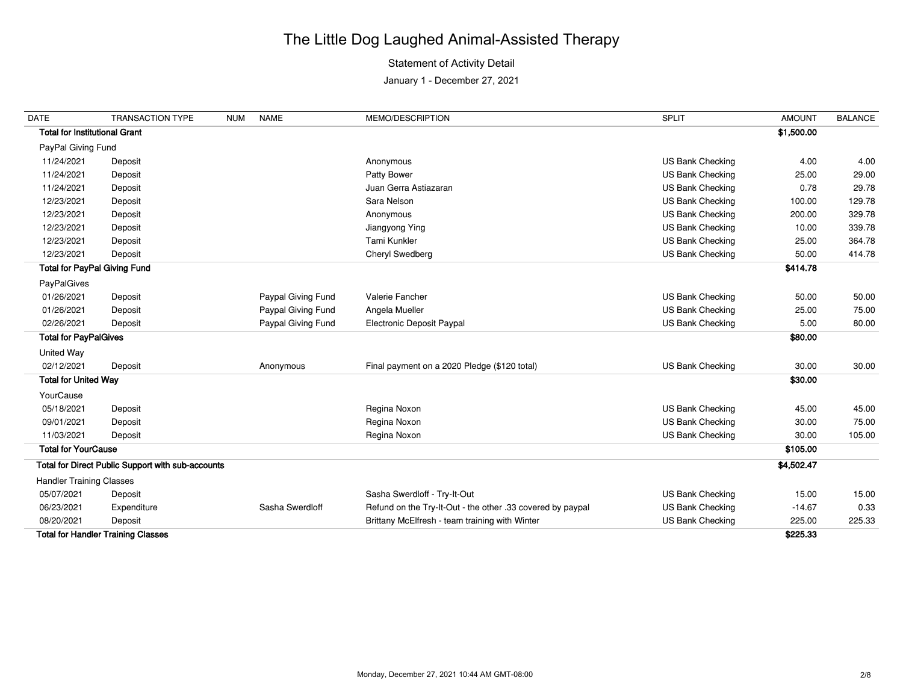# The Little Dog Laughed Animal-Assisted Therapy

Statement of Activity Detail

January 1 - December 27, 2021

| DATE | TRANSACTION TYPE | NUM | NAME | MEMO/DESCRIPTION | SPLIT | AMOUNT | BALANCE |
|---|---|---|---|---|---|---|---|
| **Total for Institutional Grant** | | | | | | **$1,500.00** | |
| PayPal Giving Fund | | | | | | | |
| 11/24/2021 | Deposit | | | Anonymous | US Bank Checking | 4.00 | 4.00 |
| 11/24/2021 | Deposit | | | Patty Bower | US Bank Checking | 25.00 | 29.00 |
| 11/24/2021 | Deposit | | | Juan Gerra Astiazaran | US Bank Checking | 0.78 | 29.78 |
| 12/23/2021 | Deposit | | | Sara Nelson | US Bank Checking | 100.00 | 129.78 |
| 12/23/2021 | Deposit | | | Anonymous | US Bank Checking | 200.00 | 329.78 |
| 12/23/2021 | Deposit | | | Jiangyong Ying | US Bank Checking | 10.00 | 339.78 |
| 12/23/2021 | Deposit | | | Tami Kunkler | US Bank Checking | 25.00 | 364.78 |
| 12/23/2021 | Deposit | | | Cheryl Swedberg | US Bank Checking | 50.00 | 414.78 |
| **Total for PayPal Giving Fund** | | | | | | **$414.78** | |
| PayPalGives | | | | | | | |
| 01/26/2021 | Deposit | | Paypal Giving Fund | Valerie Fancher | US Bank Checking | 50.00 | 50.00 |
| 01/26/2021 | Deposit | | Paypal Giving Fund | Angela Mueller | US Bank Checking | 25.00 | 75.00 |
| 02/26/2021 | Deposit | | Paypal Giving Fund | Electronic Deposit Paypal | US Bank Checking | 5.00 | 80.00 |
| **Total for PayPalGives** | | | | | | **$80.00** | |
| United Way | | | | | | | |
| 02/12/2021 | Deposit | | Anonymous | Final payment on a 2020 Pledge ($120 total) | US Bank Checking | 30.00 | 30.00 |
| **Total for United Way** | | | | | | **$30.00** | |
| YourCause | | | | | | | |
| 05/18/2021 | Deposit | | | Regina Noxon | US Bank Checking | 45.00 | 45.00 |
| 09/01/2021 | Deposit | | | Regina Noxon | US Bank Checking | 30.00 | 75.00 |
| 11/03/2021 | Deposit | | | Regina Noxon | US Bank Checking | 30.00 | 105.00 |
| **Total for YourCause** | | | | | | **$105.00** | |
| **Total for Direct Public Support with sub-accounts** | | | | | | **$4,502.47** | |
| Handler Training Classes | | | | | | | |
| 05/07/2021 | Deposit | | | Sasha Swerdloff - Try-It-Out | US Bank Checking | 15.00 | 15.00 |
| 06/23/2021 | Expenditure | | Sasha Swerdloff | Refund on the Try-It-Out - the other .33 covered by paypal | US Bank Checking | -14.67 | 0.33 |
| 08/20/2021 | Deposit | | | Brittany McElfresh - team training with Winter | US Bank Checking | 225.00 | 225.33 |
| **Total for Handler Training Classes** | | | | | | **$225.33** | |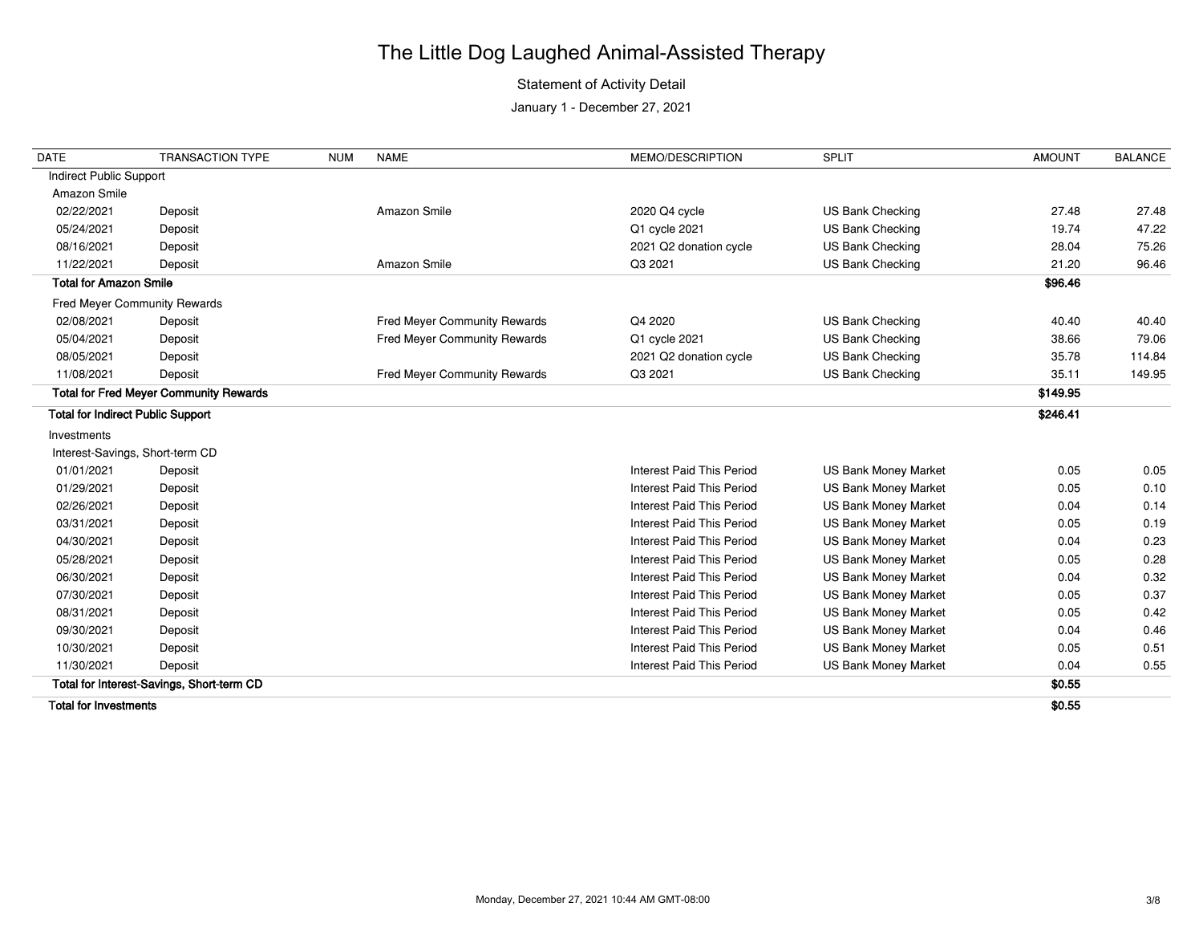# The Little Dog Laughed Animal-Assisted Therapy

Statement of Activity Detail

January 1 - December 27, 2021

| DATE | TRANSACTION TYPE | NUM | NAME | MEMO/DESCRIPTION | SPLIT | AMOUNT | BALANCE |
|---|---|---|---|---|---|---|---|
| Indirect Public Support | | | | | | | |
| Amazon Smile | | | | | | | |
| 02/22/2021 | Deposit | | Amazon Smile | 2020 Q4 cycle | US Bank Checking | 27.48 | 27.48 |
| 05/24/2021 | Deposit | | | Q1 cycle 2021 | US Bank Checking | 19.74 | 47.22 |
| 08/16/2021 | Deposit | | | 2021 Q2 donation cycle | US Bank Checking | 28.04 | 75.26 |
| 11/22/2021 | Deposit | | Amazon Smile | Q3 2021 | US Bank Checking | 21.20 | 96.46 |
| **Total for Amazon Smile** | | | | | | **$96.46** | |
| Fred Meyer Community Rewards | | | | | | | |
| 02/08/2021 | Deposit | | Fred Meyer Community Rewards | Q4 2020 | US Bank Checking | 40.40 | 40.40 |
| 05/04/2021 | Deposit | | Fred Meyer Community Rewards | Q1 cycle 2021 | US Bank Checking | 38.66 | 79.06 |
| 08/05/2021 | Deposit | | | 2021 Q2 donation cycle | US Bank Checking | 35.78 | 114.84 |
| 11/08/2021 | Deposit | | Fred Meyer Community Rewards | Q3 2021 | US Bank Checking | 35.11 | 149.95 |
| **Total for Fred Meyer Community Rewards** | | | | | | **$149.95** | |
| **Total for Indirect Public Support** | | | | | | **$246.41** | |
| Investments | | | | | | | |
| Interest-Savings, Short-term CD | | | | | | | |
| 01/01/2021 | Deposit | | | Interest Paid This Period | US Bank Money Market | 0.05 | 0.05 |
| 01/29/2021 | Deposit | | | Interest Paid This Period | US Bank Money Market | 0.05 | 0.10 |
| 02/26/2021 | Deposit | | | Interest Paid This Period | US Bank Money Market | 0.04 | 0.14 |
| 03/31/2021 | Deposit | | | Interest Paid This Period | US Bank Money Market | 0.05 | 0.19 |
| 04/30/2021 | Deposit | | | Interest Paid This Period | US Bank Money Market | 0.04 | 0.23 |
| 05/28/2021 | Deposit | | | Interest Paid This Period | US Bank Money Market | 0.05 | 0.28 |
| 06/30/2021 | Deposit | | | Interest Paid This Period | US Bank Money Market | 0.04 | 0.32 |
| 07/30/2021 | Deposit | | | Interest Paid This Period | US Bank Money Market | 0.05 | 0.37 |
| 08/31/2021 | Deposit | | | Interest Paid This Period | US Bank Money Market | 0.05 | 0.42 |
| 09/30/2021 | Deposit | | | Interest Paid This Period | US Bank Money Market | 0.04 | 0.46 |
| 10/30/2021 | Deposit | | | Interest Paid This Period | US Bank Money Market | 0.05 | 0.51 |
| 11/30/2021 | Deposit | | | Interest Paid This Period | US Bank Money Market | 0.04 | 0.55 |
| **Total for Interest-Savings, Short-term CD** | | | | | | **$0.55** | |
| **Total for Investments** | | | | | | **$0.55** | |

Monday, December 27, 2021 10:44 AM GMT-08:00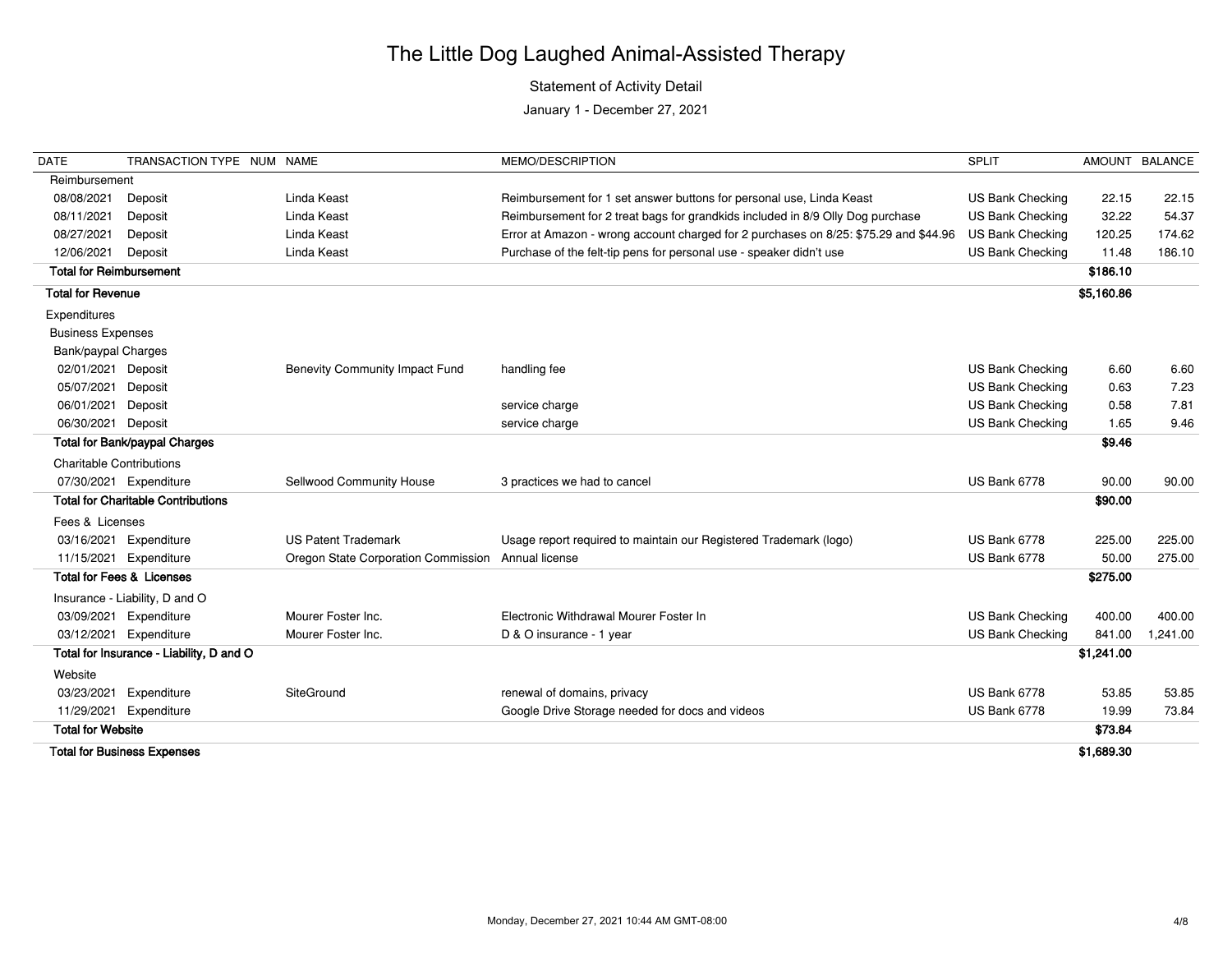# The Little Dog Laughed Animal-Assisted Therapy

Statement of Activity Detail

January 1 - December 27, 2021

| DATE | TRANSACTION TYPE | NUM | NAME | MEMO/DESCRIPTION | SPLIT | AMOUNT | BALANCE |
|---|---|---|---|---|---|---|---|
| Reimbursement | | | | | | | |
| 08/08/2021 | Deposit | | Linda Keast | Reimbursement for 1 set answer buttons for personal use, Linda Keast | US Bank Checking | 22.15 | 22.15 |
| 08/11/2021 | Deposit | | Linda Keast | Reimbursement for 2 treat bags for grandkids included in 8/9 Olly Dog purchase | US Bank Checking | 32.22 | 54.37 |
| 08/27/2021 | Deposit | | Linda Keast | Error at Amazon - wrong account charged for 2 purchases on 8/25: $75.29 and $44.96 | US Bank Checking | 120.25 | 174.62 |
| 12/06/2021 | Deposit | | Linda Keast | Purchase of the felt-tip pens for personal use - speaker didn't use | US Bank Checking | 11.48 | 186.10 |
| **Total for Reimbursement** | | | | | | **$186.10** | |
| **Total for Revenue** | | | | | | **$5,160.86** | |
| Expenditures | | | | | | | |
| Business Expenses | | | | | | | |
| Bank/paypal Charges | | | | | | | |
| 02/01/2021 | Deposit | | Benevity Community Impact Fund | handling fee | US Bank Checking | 6.60 | 6.60 |
| 05/07/2021 | Deposit | | | | US Bank Checking | 0.63 | 7.23 |
| 06/01/2021 | Deposit | | | service charge | US Bank Checking | 0.58 | 7.81 |
| 06/30/2021 | Deposit | | | service charge | US Bank Checking | 1.65 | 9.46 |
| **Total for Bank/paypal Charges** | | | | | | **$9.46** | |
| Charitable Contributions | | | | | | | |
| 07/30/2021 | Expenditure | | Sellwood Community House | 3 practices we had to cancel | US Bank 6778 | 90.00 | 90.00 |
| **Total for Charitable Contributions** | | | | | | **$90.00** | |
| Fees & Licenses | | | | | | | |
| 03/16/2021 | Expenditure | | US Patent Trademark | Usage report required to maintain our Registered Trademark (logo) | US Bank 6778 | 225.00 | 225.00 |
| 11/15/2021 | Expenditure | | Oregon State Corporation Commission | Annual license | US Bank 6778 | 50.00 | 275.00 |
| **Total for Fees & Licenses** | | | | | | **$275.00** | |
| Insurance - Liability, D and O | | | | | | | |
| 03/09/2021 | Expenditure | | Mourer Foster Inc. | Electronic Withdrawal Mourer Foster In | US Bank Checking | 400.00 | 400.00 |
| 03/12/2021 | Expenditure | | Mourer Foster Inc. | D & O insurance - 1 year | US Bank Checking | 841.00 | 1,241.00 |
| **Total for Insurance - Liability, D and O** | | | | | | **$1,241.00** | |
| Website | | | | | | | |
| 03/23/2021 | Expenditure | | SiteGround | renewal of domains, privacy | US Bank 6778 | 53.85 | 53.85 |
| 11/29/2021 | Expenditure | | | Google Drive Storage needed for docs and videos | US Bank 6778 | 19.99 | 73.84 |
| **Total for Website** | | | | | | **$73.84** | |
| **Total for Business Expenses** | | | | | | **$1,689.30** | |

Monday, December 27, 2021 10:44 AM GMT-08:00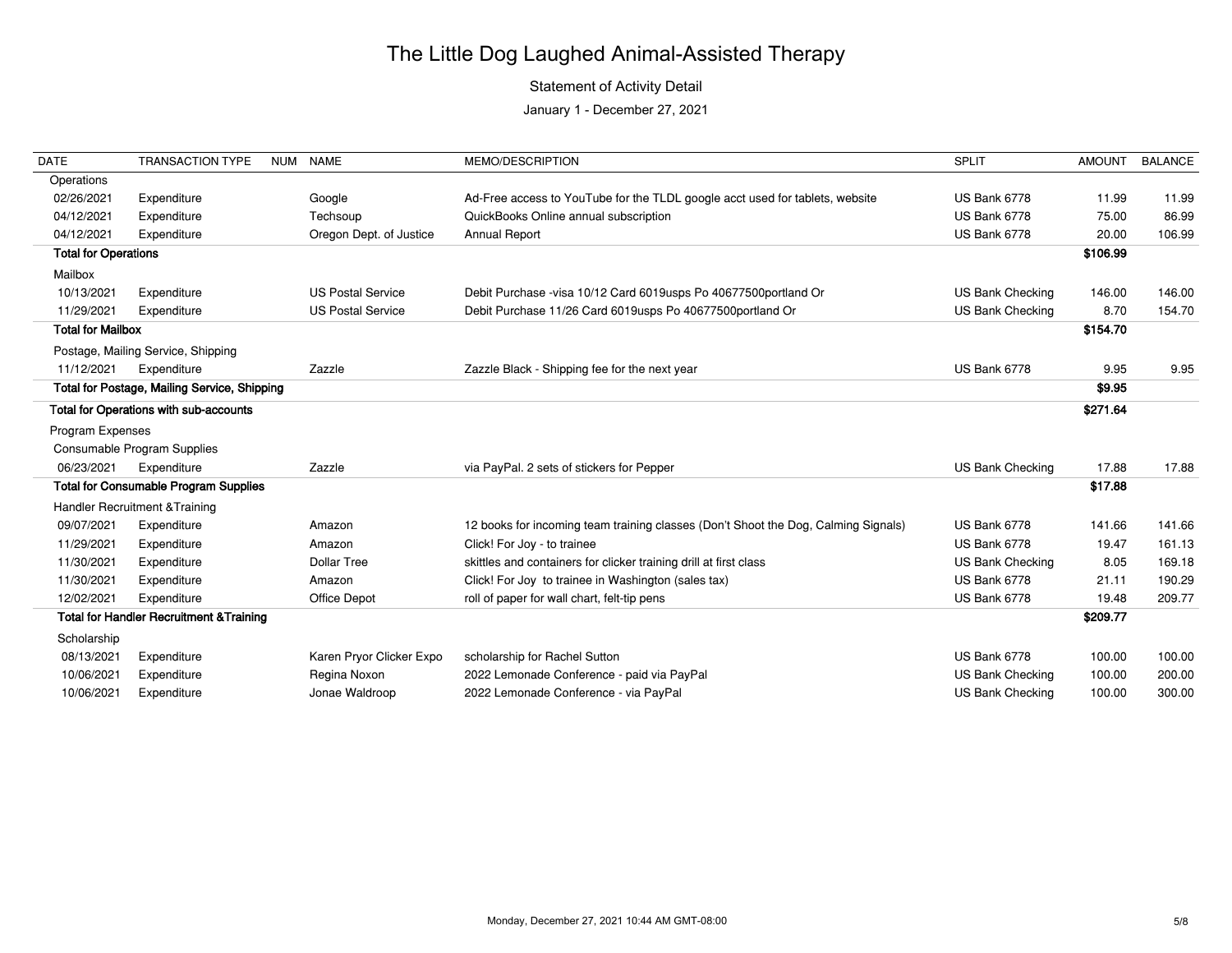# The Little Dog Laughed Animal-Assisted Therapy

Statement of Activity Detail

January 1 - December 27, 2021

| DATE | TRANSACTION TYPE | NUM | NAME | MEMO/DESCRIPTION | SPLIT | AMOUNT | BALANCE |
|---|---|---|---|---|---|---|---|
| Operations | | | | | | | |
| 02/26/2021 | Expenditure | | Google | Ad-Free access to YouTube for the TLDL google acct used for tablets, website | US Bank 6778 | 11.99 | 11.99 |
| 04/12/2021 | Expenditure | | Techsoup | QuickBooks Online annual subscription | US Bank 6778 | 75.00 | 86.99 |
| 04/12/2021 | Expenditure | | Oregon Dept. of Justice | Annual Report | US Bank 6778 | 20.00 | 106.99 |
| **Total for Operations** | | | | | | **$106.99** | |
| Mailbox | | | | | | | |
| 10/13/2021 | Expenditure | | US Postal Service | Debit Purchase -visa 10/12 Card 6019usps Po 40677500portland Or | US Bank Checking | 146.00 | 146.00 |
| 11/29/2021 | Expenditure | | US Postal Service | Debit Purchase 11/26 Card 6019usps Po 40677500portland Or | US Bank Checking | 8.70 | 154.70 |
| **Total for Mailbox** | | | | | | **$154.70** | |
| Postage, Mailing Service, Shipping | | | | | | | |
| 11/12/2021 | Expenditure | | Zazzle | Zazzle Black - Shipping fee for the next year | US Bank 6778 | 9.95 | 9.95 |
| **Total for Postage, Mailing Service, Shipping** | | | | | | **$9.95** | |
| **Total for Operations with sub-accounts** | | | | | | **$271.64** | |
| Program Expenses | | | | | | | |
| Consumable Program Supplies | | | | | | | |
| 06/23/2021 | Expenditure | | Zazzle | via PayPal. 2 sets of stickers for Pepper | US Bank Checking | 17.88 | 17.88 |
| **Total for Consumable Program Supplies** | | | | | | **$17.88** | |
| Handler Recruitment &Training | | | | | | | |
| 09/07/2021 | Expenditure | | Amazon | 12 books for incoming team training classes (Don't Shoot the Dog, Calming Signals) | US Bank 6778 | 141.66 | 141.66 |
| 11/29/2021 | Expenditure | | Amazon | Click! For Joy - to trainee | US Bank 6778 | 19.47 | 161.13 |
| 11/30/2021 | Expenditure | | Dollar Tree | skittles and containers for clicker training drill at first class | US Bank Checking | 8.05 | 169.18 |
| 11/30/2021 | Expenditure | | Amazon | Click! For Joy to trainee in Washington (sales tax) | US Bank 6778 | 21.11 | 190.29 |
| 12/02/2021 | Expenditure | | Office Depot | roll of paper for wall chart, felt-tip pens | US Bank 6778 | 19.48 | 209.77 |
| **Total for Handler Recruitment &Training** | | | | | | **$209.77** | |
| Scholarship | | | | | | | |
| 08/13/2021 | Expenditure | | Karen Pryor Clicker Expo | scholarship for Rachel Sutton | US Bank 6778 | 100.00 | 100.00 |
| 10/06/2021 | Expenditure | | Regina Noxon | 2022 Lemonade Conference - paid via PayPal | US Bank Checking | 100.00 | 200.00 |
| 10/06/2021 | Expenditure | | Jonae Waldroop | 2022 Lemonade Conference - via PayPal | US Bank Checking | 100.00 | 300.00 |

Monday, December 27, 2021 10:44 AM GMT-08:00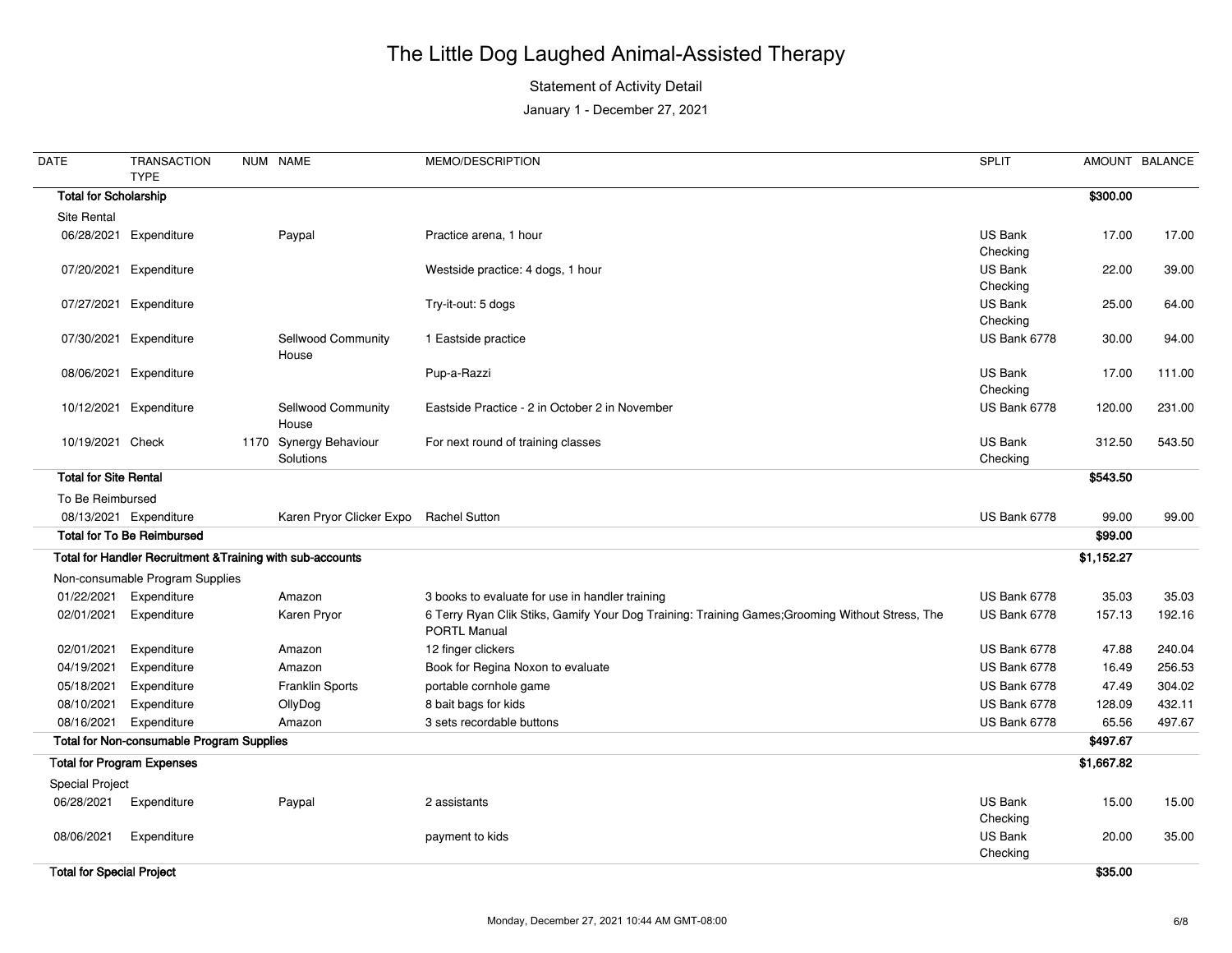# The Little Dog Laughed Animal-Assisted Therapy

Statement of Activity Detail

January 1 - December 27, 2021

| DATE | TRANSACTION TYPE | NUM | NAME | MEMO/DESCRIPTION | SPLIT | AMOUNT | BALANCE |
|---|---|---|---|---|---|---|---|
| **Total for Scholarship** | | | | | | **$300.00** | |
| Site Rental | | | | | | | |
| 06/28/2021 | Expenditure | | Paypal | Practice arena, 1 hour | US Bank Checking | 17.00 | 17.00 |
| 07/20/2021 | Expenditure | | | Westside practice: 4 dogs, 1 hour | US Bank Checking | 22.00 | 39.00 |
| 07/27/2021 | Expenditure | | | Try-it-out: 5 dogs | US Bank Checking | 25.00 | 64.00 |
| 07/30/2021 | Expenditure | | Sellwood Community House | 1 Eastside practice | US Bank 6778 | 30.00 | 94.00 |
| 08/06/2021 | Expenditure | | | Pup-a-Razzi | US Bank Checking | 17.00 | 111.00 |
| 10/12/2021 | Expenditure | | Sellwood Community House | Eastside Practice - 2 in October 2 in November | US Bank 6778 | 120.00 | 231.00 |
| 10/19/2021 | Check | 1170 | Synergy Behaviour Solutions | For next round of training classes | US Bank Checking | 312.50 | 543.50 |
| **Total for Site Rental** | | | | | | **$543.50** | |
| To Be Reimbursed | | | | | | | |
| 08/13/2021 | Expenditure | | Karen Pryor Clicker Expo | Rachel Sutton | US Bank 6778 | 99.00 | 99.00 |
| **Total for To Be Reimbursed** | | | | | | **$99.00** | |
| **Total for Handler Recruitment &Training with sub-accounts** | | | | | | **$1,152.27** | |
| Non-consumable Program Supplies | | | | | | | |
| 01/22/2021 | Expenditure | | Amazon | 3 books to evaluate for use in handler training | US Bank 6778 | 35.03 | 35.03 |
| 02/01/2021 | Expenditure | | Karen Pryor | 6 Terry Ryan Clik Stiks, Gamify Your Dog Training: Training Games;Grooming Without Stress, The PORTL Manual | US Bank 6778 | 157.13 | 192.16 |
| 02/01/2021 | Expenditure | | Amazon | 12 finger clickers | US Bank 6778 | 47.88 | 240.04 |
| 04/19/2021 | Expenditure | | Amazon | Book for Regina Noxon to evaluate | US Bank 6778 | 16.49 | 256.53 |
| 05/18/2021 | Expenditure | | Franklin Sports | portable cornhole game | US Bank 6778 | 47.49 | 304.02 |
| 08/10/2021 | Expenditure | | OllyDog | 8 bait bags for kids | US Bank 6778 | 128.09 | 432.11 |
| 08/16/2021 | Expenditure | | Amazon | 3 sets recordable buttons | US Bank 6778 | 65.56 | 497.67 |
| **Total for Non-consumable Program Supplies** | | | | | | **$497.67** | |
| **Total for Program Expenses** | | | | | | **$1,667.82** | |
| Special Project | | | | | | | |
| 06/28/2021 | Expenditure | | Paypal | 2 assistants | US Bank Checking | 15.00 | 15.00 |
| 08/06/2021 | Expenditure | | | payment to kids | US Bank Checking | 20.00 | 35.00 |
| **Total for Special Project** | | | | | | **$35.00** | |

Monday, December 27, 2021 10:44 AM GMT-08:00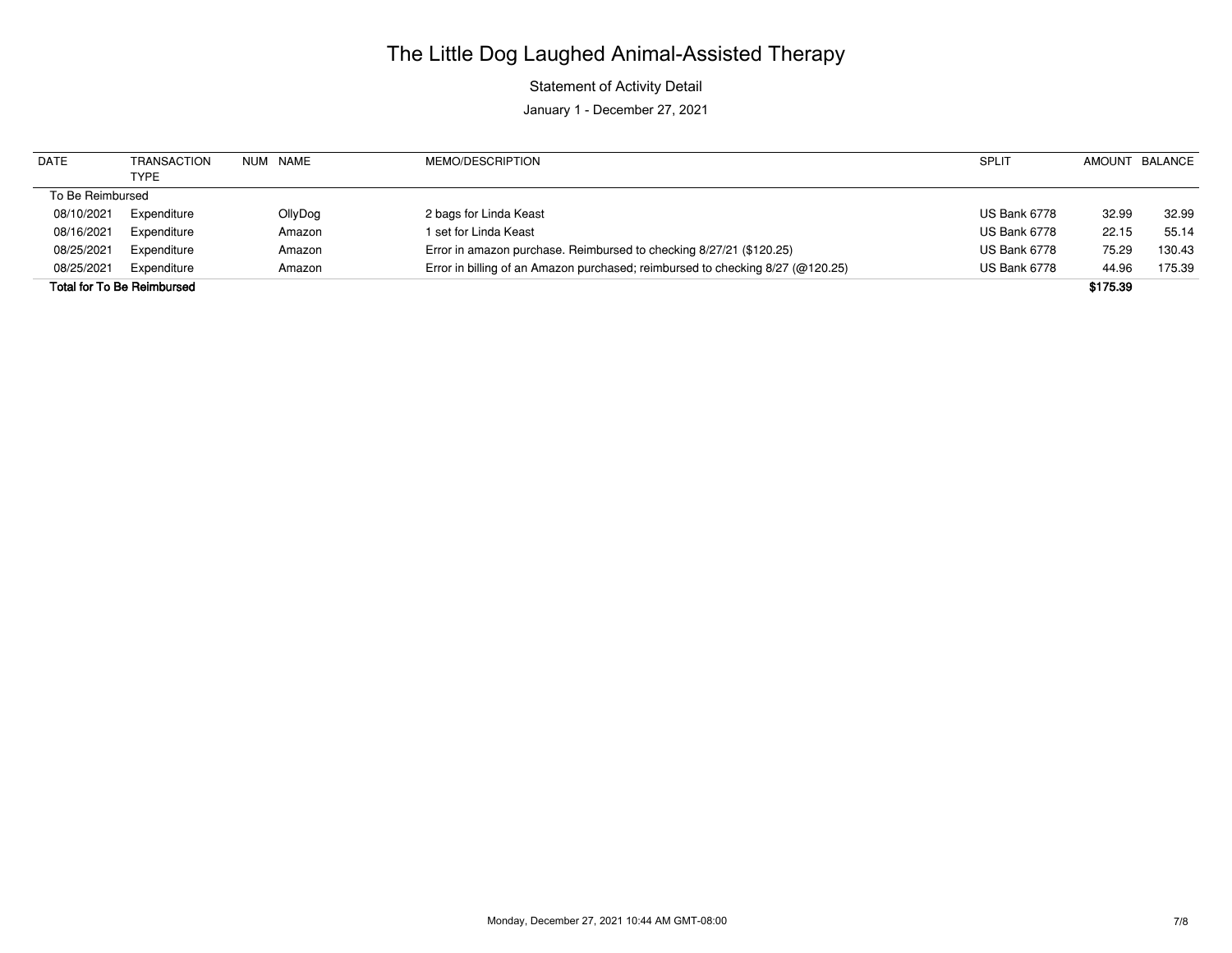# The Little Dog Laughed Animal-Assisted Therapy

Statement of Activity Detail

January 1 - December 27, 2021

| DATE | TRANSACTION TYPE | NUM | NAME | MEMO/DESCRIPTION | SPLIT | AMOUNT | BALANCE |
|---|---|---|---|---|---|---|---|
| To Be Reimbursed | | | | | | | |
| 08/10/2021 | Expenditure | | OllyDog | 2 bags for Linda Keast | US Bank 6778 | 32.99 | 32.99 |
| 08/16/2021 | Expenditure | | Amazon | 1 set for Linda Keast | US Bank 6778 | 22.15 | 55.14 |
| 08/25/2021 | Expenditure | | Amazon | Error in amazon purchase. Reimbursed to checking 8/27/21 ($120.25) | US Bank 6778 | 75.29 | 130.43 |
| 08/25/2021 | Expenditure | | Amazon | Error in billing of an Amazon purchased; reimbursed to checking 8/27 (@120.25) | US Bank 6778 | 44.96 | 175.39 |
| **Total for To Be Reimbursed** | | | | | | **$175.39** | |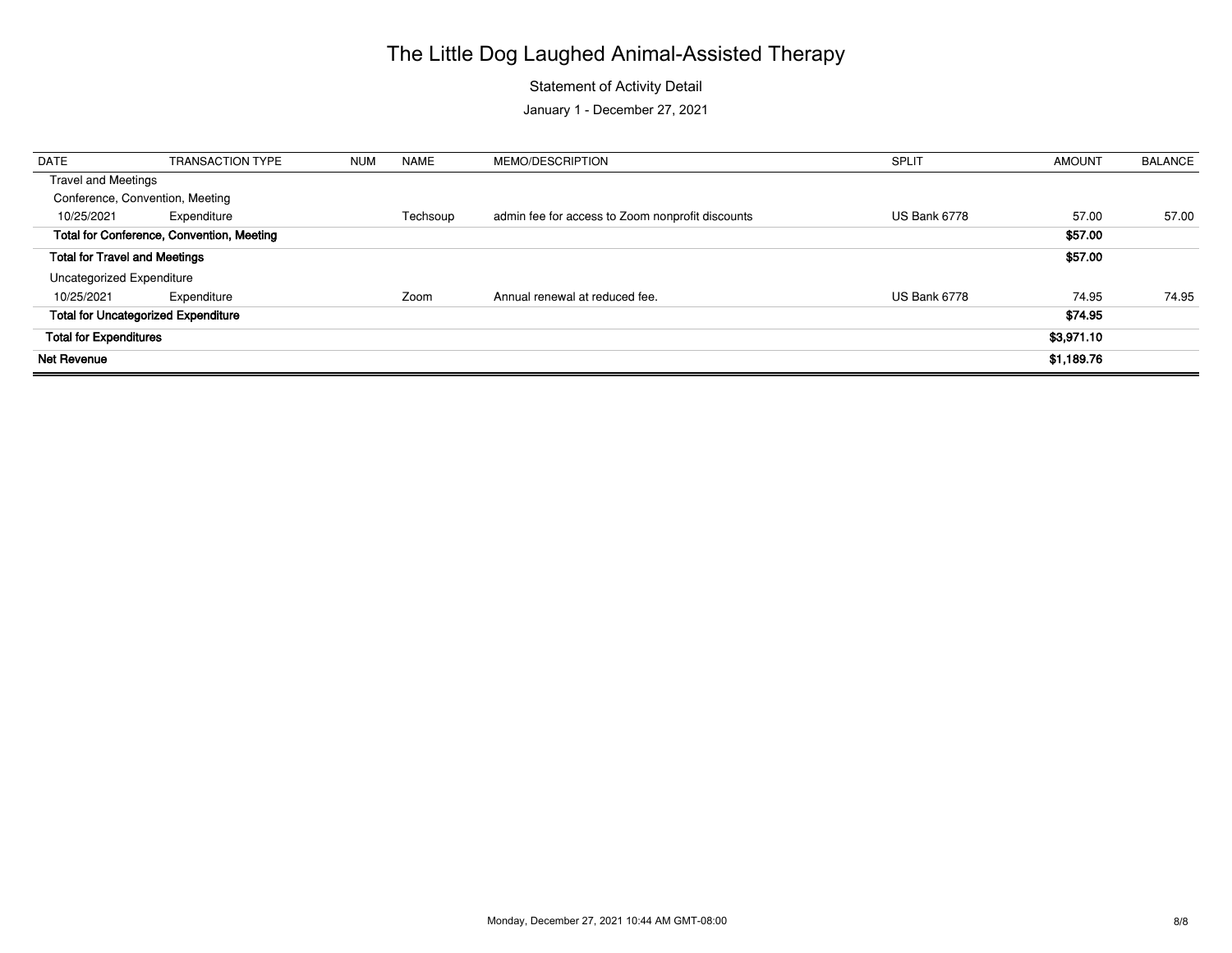# The Little Dog Laughed Animal-Assisted Therapy

Statement of Activity Detail

January 1 - December 27, 2021

| DATE | TRANSACTION TYPE | NUM | NAME | MEMO/DESCRIPTION | SPLIT | AMOUNT | BALANCE |
|---|---|---|---|---|---|---|---|
| Travel and Meetings | | | | | | | |
| Conference, Convention, Meeting | | | | | | | |
| 10/25/2021 | Expenditure | | Techsoup | admin fee for access to Zoom nonprofit discounts | US Bank 6778 | 57.00 | 57.00 |
| **Total for Conference, Convention, Meeting** | | | | | | **$57.00** | |
| **Total for Travel and Meetings** | | | | | | **$57.00** | |
| Uncategorized Expenditure | | | | | | | |
| 10/25/2021 | Expenditure | | Zoom | Annual renewal at reduced fee. | US Bank 6778 | 74.95 | 74.95 |
| **Total for Uncategorized Expenditure** | | | | | | **$74.95** | |
| **Total for Expenditures** | | | | | | **$3,971.10** | |
| **Net Revenue** | | | | | | **$1,189.76** | |

Monday, December 27, 2021 10:44 AM GMT-08:00